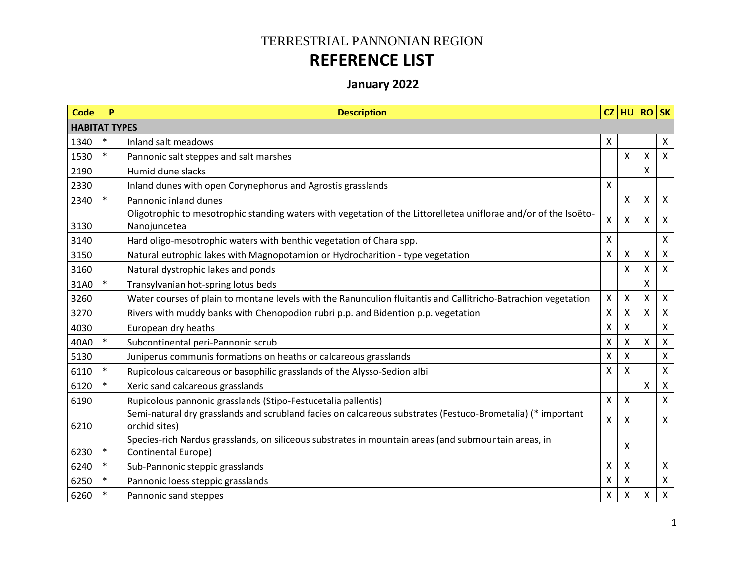# TERRESTRIAL PANNONIAN REGION

# REFERENCE LIST

## January 2022

| Code | P | Description | CZ | HU | RO | SK |
|---|---|---|---|---|---|---|
| **HABITAT TYPES** | | | | | | |
| 1340 | * | Inland salt meadows | X | | | X |
| 1530 | * | Pannonic salt steppes and salt marshes | | X | X | X |
| 2190 | | Humid dune slacks | | | X | |
| 2330 | | Inland dunes with open Corynephorus and Agrostis grasslands | X | | | |
| 2340 | * | Pannonic inland dunes | | X | X | X |
| 3130 | | Oligotrophic to mesotrophic standing waters with vegetation of the Littorelletea uniflorae and/or of the Isoëto-Nanojuncetea | X | X | X | X |
| 3140 | | Hard oligo-mesotrophic waters with benthic vegetation of Chara spp. | X | | | X |
| 3150 | | Natural eutrophic lakes with Magnopotamion or Hydrocharition - type vegetation | X | X | X | X |
| 3160 | | Natural dystrophic lakes and ponds | | X | X | X |
| 31A0 | * | Transylvanian hot-spring lotus beds | | | X | |
| 3260 | | Water courses of plain to montane levels with the Ranunculion fluitantis and Callitricho-Batrachion vegetation | X | X | X | X |
| 3270 | | Rivers with muddy banks with Chenopodion rubri p.p. and Bidention p.p. vegetation | X | X | X | X |
| 4030 | | European dry heaths | X | X | | X |
| 40A0 | * | Subcontinental peri-Pannonic scrub | X | X | X | X |
| 5130 | | Juniperus communis formations on heaths or calcareous grasslands | X | X | | X |
| 6110 | * | Rupicolous calcareous or basophilic grasslands of the Alysso-Sedion albi | X | X | | X |
| 6120 | * | Xeric sand calcareous grasslands | | | X | X |
| 6190 | | Rupicolous pannonic grasslands (Stipo-Festucetalia pallentis) | X | X | | X |
| 6210 | | Semi-natural dry grasslands and scrubland facies on calcareous substrates (Festuco-Brometalia) (* important orchid sites) | X | X | | X |
| 6230 | * | Species-rich Nardus grasslands, on siliceous substrates in mountain areas (and submountain areas, in Continental Europe) | | X | | |
| 6240 | * | Sub-Pannonic steppic grasslands | X | X | | X |
| 6250 | * | Pannonic loess steppic grasslands | X | X | | X |
| 6260 | * | Pannonic sand steppes | X | X | X | X |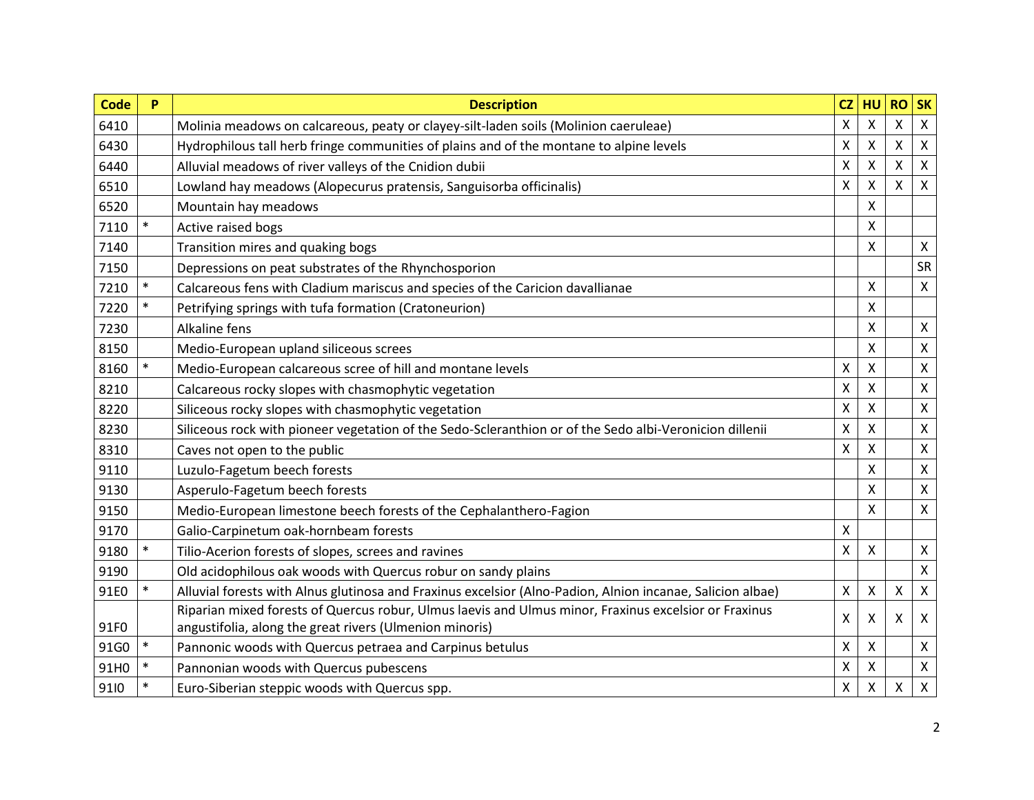| Code | P | Description | CZ | HU | RO | SK |
|---|---|---|---|---|---|---|
| 6410 | | Molinia meadows on calcareous, peaty or clayey-silt-laden soils (Molinion caeruleae) | X | X | X | X |
| 6430 | | Hydrophilous tall herb fringe communities of plains and of the montane to alpine levels | X | X | X | X |
| 6440 | | Alluvial meadows of river valleys of the Cnidion dubii | X | X | X | X |
| 6510 | | Lowland hay meadows (Alopecurus pratensis, Sanguisorba officinalis) | X | X | X | X |
| 6520 | | Mountain hay meadows | | X | | |
| 7110 | * | Active raised bogs | | X | | |
| 7140 | | Transition mires and quaking bogs | | X | | X |
| 7150 | | Depressions on peat substrates of the Rhynchosporion | | | | SR |
| 7210 | * | Calcareous fens with Cladium mariscus and species of the Caricion davallianae | | X | | X |
| 7220 | * | Petrifying springs with tufa formation (Cratoneurion) | | X | | |
| 7230 | | Alkaline fens | | X | | X |
| 8150 | | Medio-European upland siliceous screes | | X | | X |
| 8160 | * | Medio-European calcareous scree of hill and montane levels | X | X | | X |
| 8210 | | Calcareous rocky slopes with chasmophytic vegetation | X | X | | X |
| 8220 | | Siliceous rocky slopes with chasmophytic vegetation | X | X | | X |
| 8230 | | Siliceous rock with pioneer vegetation of the Sedo-Scleranthion or of the Sedo albi-Veronicion dillenii | X | X | | X |
| 8310 | | Caves not open to the public | X | X | | X |
| 9110 | | Luzulo-Fagetum beech forests | | X | | X |
| 9130 | | Asperulo-Fagetum beech forests | | X | | X |
| 9150 | | Medio-European limestone beech forests of the Cephalanthero-Fagion | | X | | X |
| 9170 | | Galio-Carpinetum oak-hornbeam forests | X | | | |
| 9180 | * | Tilio-Acerion forests of slopes, screes and ravines | X | X | | X |
| 9190 | | Old acidophilous oak woods with Quercus robur on sandy plains | | | | X |
| 91E0 | * | Alluvial forests with Alnus glutinosa and Fraxinus excelsior (Alno-Padion, Alnion incanae, Salicion albae) | X | X | X | X |
| 91F0 | | Riparian mixed forests of Quercus robur, Ulmus laevis and Ulmus minor, Fraxinus excelsior or Fraxinus angustifolia, along the great rivers (Ulmenion minoris) | X | X | X | X |
| 91G0 | * | Pannonic woods with Quercus petraea and Carpinus betulus | X | X | | X |
| 91H0 | * | Pannonian woods with Quercus pubescens | X | X | | X |
| 91I0 | * | Euro-Siberian steppic woods with Quercus spp. | X | X | X | X |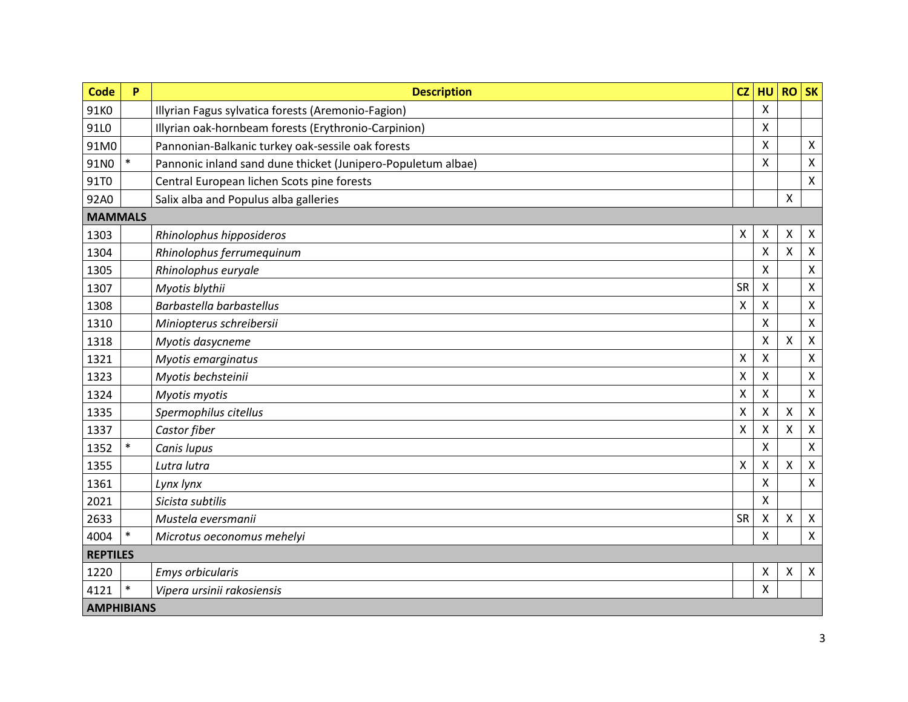| Code | P | Description | CZ | HU | RO | SK |
|---|---|---|---|---|---|---|
| 91K0 | | Illyrian Fagus sylvatica forests (Aremonio-Fagion) | | X | | |
| 91L0 | | Illyrian oak-hornbeam forests (Erythronio-Carpinion) | | X | | |
| 91M0 | | Pannonian-Balkanic turkey oak-sessile oak forests | | X | | X |
| 91N0 | * | Pannonic inland sand dune thicket (Junipero-Populetum albae) | | X | | X |
| 91T0 | | Central European lichen Scots pine forests | | | | X |
| 92A0 | | Salix alba and Populus alba galleries | | | X | |
| **MAMMALS** | | | | | | |
| 1303 | | *Rhinolophus hipposideros* | X | X | X | X |
| 1304 | | *Rhinolophus ferrumequinum* | | X | X | X |
| 1305 | | *Rhinolophus euryale* | | X | | X |
| 1307 | | *Myotis blythii* | SR | X | | X |
| 1308 | | *Barbastella barbastellus* | X | X | | X |
| 1310 | | *Miniopterus schreibersii* | | X | | X |
| 1318 | | *Myotis dasycneme* | | X | X | X |
| 1321 | | *Myotis emarginatus* | X | X | | X |
| 1323 | | *Myotis bechsteinii* | X | X | | X |
| 1324 | | *Myotis myotis* | X | X | | X |
| 1335 | | *Spermophilus citellus* | X | X | X | X |
| 1337 | | *Castor fiber* | X | X | X | X |
| 1352 | * | *Canis lupus* | | X | | X |
| 1355 | | *Lutra lutra* | X | X | X | X |
| 1361 | | *Lynx lynx* | | X | | X |
| 2021 | | *Sicista subtilis* | | X | | |
| 2633 | | *Mustela eversmanii* | SR | X | X | X |
| 4004 | * | *Microtus oeconomus mehelyi* | | X | | X |
| **REPTILES** | | | | | | |
| 1220 | | *Emys orbicularis* | | X | X | X |
| 4121 | * | *Vipera ursinii rakosiensis* | | X | | |
| **AMPHIBIANS** | | | | | | |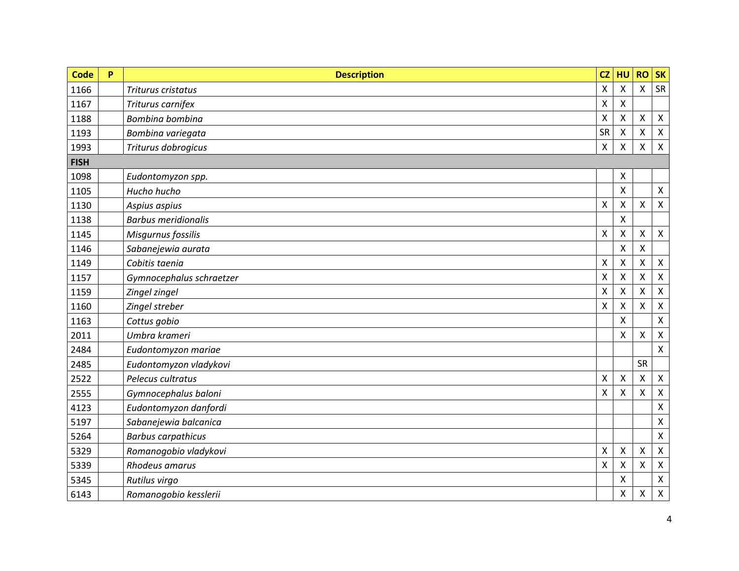| Code | P | Description | CZ | HU | RO | SK |
|---|---|---|---|---|---|---|
| 1166 | | *Triturus cristatus* | X | X | X | SR |
| 1167 | | *Triturus carnifex* | X | X | | |
| 1188 | | *Bombina bombina* | X | X | X | X |
| 1193 | | *Bombina variegata* | SR | X | X | X |
| 1993 | | *Triturus dobrogicus* | X | X | X | X |
| **FISH** | | | | | | |
| 1098 | | *Eudontomyzon spp.* | | X | | |
| 1105 | | *Hucho hucho* | | X | | X |
| 1130 | | *Aspius aspius* | X | X | X | X |
| 1138 | | *Barbus meridionalis* | | X | | |
| 1145 | | *Misgurnus fossilis* | X | X | X | X |
| 1146 | | *Sabanejewia aurata* | | X | X | |
| 1149 | | *Cobitis taenia* | X | X | X | X |
| 1157 | | *Gymnocephalus schraetzer* | X | X | X | X |
| 1159 | | *Zingel zingel* | X | X | X | X |
| 1160 | | *Zingel streber* | X | X | X | X |
| 1163 | | *Cottus gobio* | | X | | X |
| 2011 | | *Umbra krameri* | | X | X | X |
| 2484 | | *Eudontomyzon mariae* | | | | X |
| 2485 | | *Eudontomyzon vladykovi* | | | SR | |
| 2522 | | *Pelecus cultratus* | X | X | X | X |
| 2555 | | *Gymnocephalus baloni* | X | X | X | X |
| 4123 | | *Eudontomyzon danfordi* | | | | X |
| 5197 | | *Sabanejewia balcanica* | | | | X |
| 5264 | | *Barbus carpathicus* | | | | X |
| 5329 | | *Romanogobio vladykovi* | X | X | X | X |
| 5339 | | *Rhodeus amarus* | X | X | X | X |
| 5345 | | *Rutilus virgo* | | X | | X |
| 6143 | | *Romanogobio kesslerii* | | X | X | X |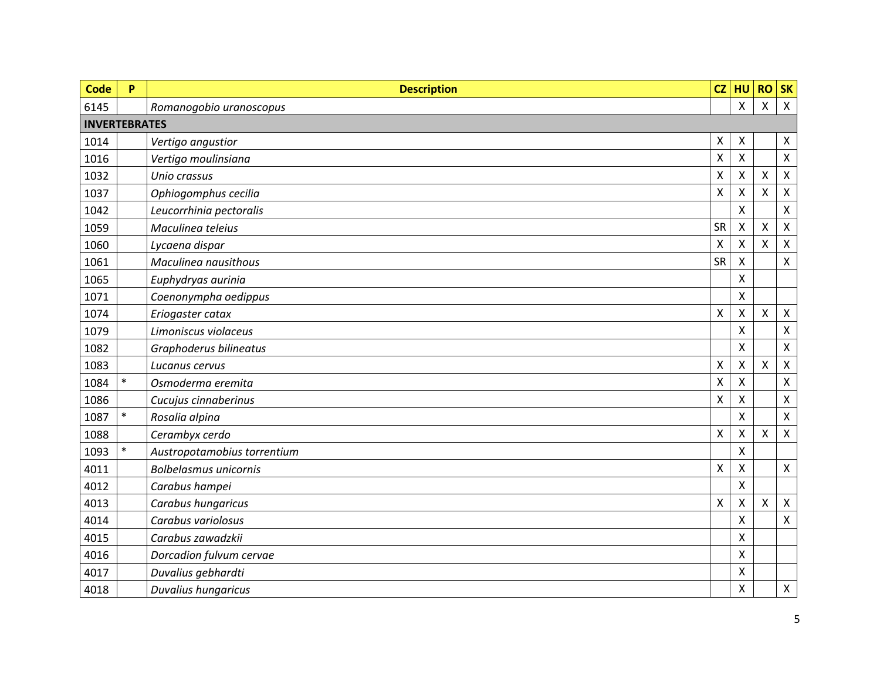| Code | P | Description | CZ | HU | RO | SK |
|---|---|---|---|---|---|---|
| 6145 | | *Romanogobio uranoscopus* | | X | X | X |
| **INVERTEBRATES** | | | | | | |
| 1014 | | *Vertigo angustior* | X | X | | X |
| 1016 | | *Vertigo moulinsiana* | X | X | | X |
| 1032 | | *Unio crassus* | X | X | X | X |
| 1037 | | *Ophiogomphus cecilia* | X | X | X | X |
| 1042 | | *Leucorrhinia pectoralis* | | X | | X |
| 1059 | | *Maculinea teleius* | SR | X | X | X |
| 1060 | | *Lycaena dispar* | X | X | X | X |
| 1061 | | *Maculinea nausithous* | SR | X | | X |
| 1065 | | *Euphydryas aurinia* | | X | | |
| 1071 | | *Coenonympha oedippus* | | X | | |
| 1074 | | *Eriogaster catax* | X | X | X | X |
| 1079 | | *Limoniscus violaceus* | | X | | X |
| 1082 | | *Graphoderus bilineatus* | | X | | X |
| 1083 | | *Lucanus cervus* | X | X | X | X |
| 1084 | * | *Osmoderma eremita* | X | X | | X |
| 1086 | | *Cucujus cinnaberinus* | X | X | | X |
| 1087 | * | *Rosalia alpina* | | X | | X |
| 1088 | | *Cerambyx cerdo* | X | X | X | X |
| 1093 | * | *Austropotamobius torrentium* | | X | | |
| 4011 | | *Bolbelasmus unicornis* | X | X | | X |
| 4012 | | *Carabus hampei* | | X | | |
| 4013 | | *Carabus hungaricus* | X | X | X | X |
| 4014 | | *Carabus variolosus* | | X | | X |
| 4015 | | *Carabus zawadzkii* | | X | | |
| 4016 | | *Dorcadion fulvum cervae* | | X | | |
| 4017 | | *Duvalius gebhardti* | | X | | |
| 4018 | | *Duvalius hungaricus* | | X | | X |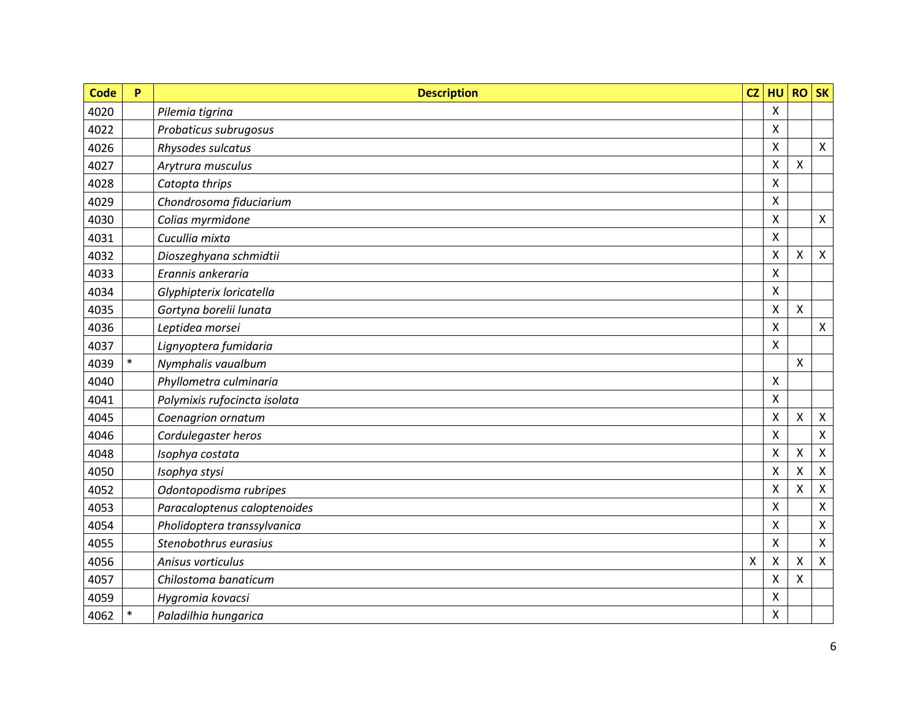| Code | P | Description | CZ | HU | RO | SK |
|---|---|---|---|---|---|---|
| 4020 | | *Pilemia tigrina* | | X | | |
| 4022 | | *Probaticus subrugosus* | | X | | |
| 4026 | | *Rhysodes sulcatus* | | X | | X |
| 4027 | | *Arytrura musculus* | | X | X | |
| 4028 | | *Catopta thrips* | | X | | |
| 4029 | | *Chondrosoma fiduciarium* | | X | | |
| 4030 | | *Colias myrmidone* | | X | | X |
| 4031 | | *Cucullia mixta* | | X | | |
| 4032 | | *Dioszeghyana schmidtii* | | X | X | X |
| 4033 | | *Erannis ankeraria* | | X | | |
| 4034 | | *Glyphipterix loricatella* | | X | | |
| 4035 | | *Gortyna borelii lunata* | | X | X | |
| 4036 | | *Leptidea morsei* | | X | | X |
| 4037 | | *Lignyoptera fumidaria* | | X | | |
| 4039 | * | *Nymphalis vaualbum* | | | X | |
| 4040 | | *Phyllometra culminaria* | | X | | |
| 4041 | | *Polymixis rufocincta isolata* | | X | | |
| 4045 | | *Coenagrion ornatum* | | X | X | X |
| 4046 | | *Cordulegaster heros* | | X | | X |
| 4048 | | *Isophya costata* | | X | X | X |
| 4050 | | *Isophya stysi* | | X | X | X |
| 4052 | | *Odontopodisma rubripes* | | X | X | X |
| 4053 | | *Paracaloptenus caloptenoides* | | X | | X |
| 4054 | | *Pholidoptera transsylvanica* | | X | | X |
| 4055 | | *Stenobothrus eurasius* | | X | | X |
| 4056 | | *Anisus vorticulus* | X | X | X | X |
| 4057 | | *Chilostoma banaticum* | | X | X | |
| 4059 | | *Hygromia kovacsi* | | X | | |
| 4062 | * | *Paladilhia hungarica* | | X | | |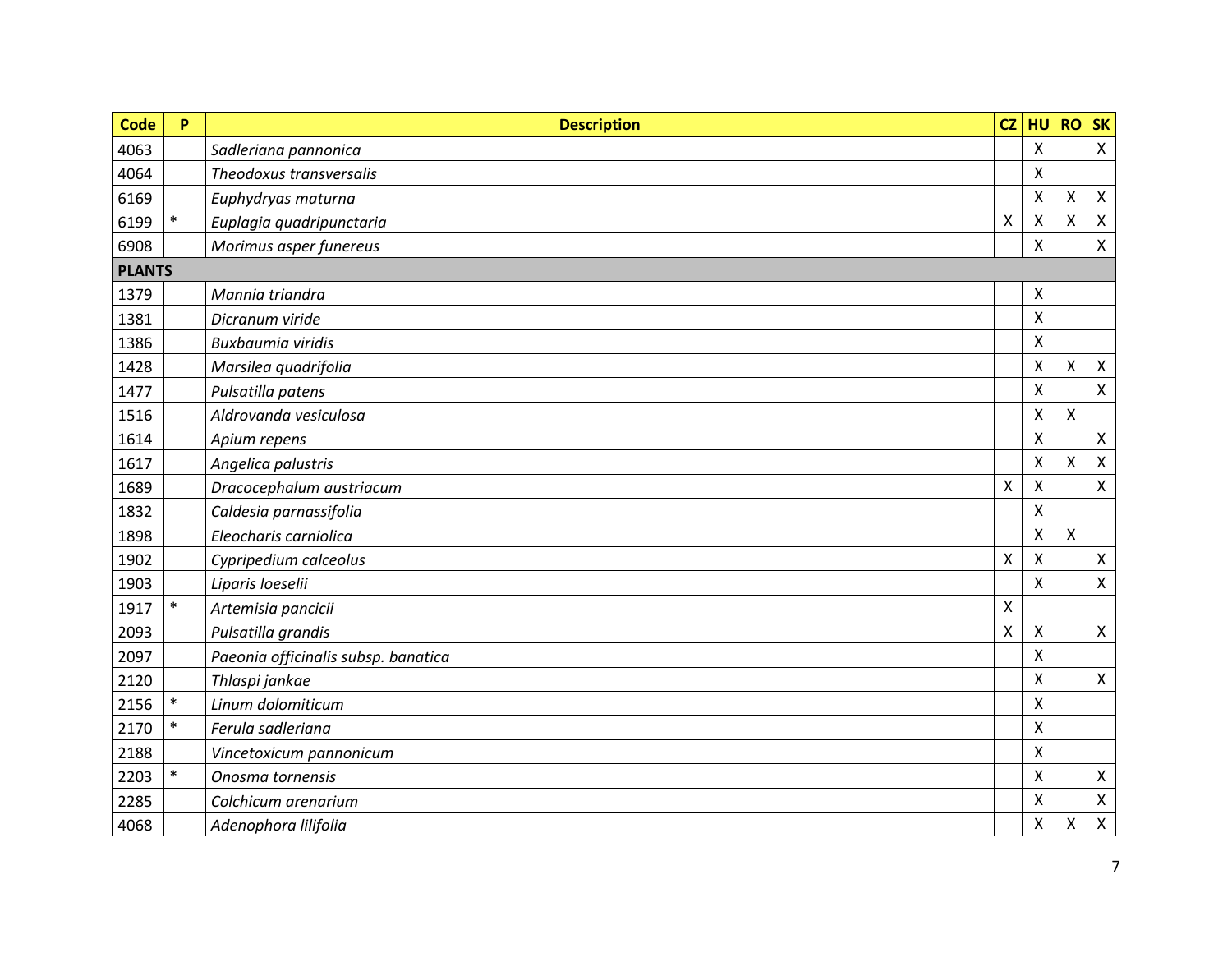| Code | P | Description | CZ | HU | RO | SK |
|---|---|---|---|---|---|---|
| 4063 | | *Sadleriana pannonica* | | X | | X |
| 4064 | | *Theodoxus transversalis* | | X | | |
| 6169 | | *Euphydryas maturna* | | X | X | X |
| 6199 | * | *Euplagia quadripunctaria* | X | X | X | X |
| 6908 | | *Morimus asper funereus* | | X | | X |
| **PLANTS** | | | | | | |
| 1379 | | *Mannia triandra* | | X | | |
| 1381 | | *Dicranum viride* | | X | | |
| 1386 | | *Buxbaumia viridis* | | X | | |
| 1428 | | *Marsilea quadrifolia* | | X | X | X |
| 1477 | | *Pulsatilla patens* | | X | | X |
| 1516 | | *Aldrovanda vesiculosa* | | X | X | |
| 1614 | | *Apium repens* | | X | | X |
| 1617 | | *Angelica palustris* | | X | X | X |
| 1689 | | *Dracocephalum austriacum* | X | X | | X |
| 1832 | | *Caldesia parnassifolia* | | X | | |
| 1898 | | *Eleocharis carniolica* | | X | X | |
| 1902 | | *Cypripedium calceolus* | X | X | | X |
| 1903 | | *Liparis loeselii* | | X | | X |
| 1917 | * | *Artemisia pancicii* | X | | | |
| 2093 | | *Pulsatilla grandis* | X | X | | X |
| 2097 | | *Paeonia officinalis subsp. banatica* | | X | | |
| 2120 | | *Thlaspi jankae* | | X | | X |
| 2156 | * | *Linum dolomiticum* | | X | | |
| 2170 | * | *Ferula sadleriana* | | X | | |
| 2188 | | *Vincetoxicum pannonicum* | | X | | |
| 2203 | * | *Onosma tornensis* | | X | | X |
| 2285 | | *Colchicum arenarium* | | X | | X |
| 4068 | | *Adenophora lilifolia* | | X | X | X |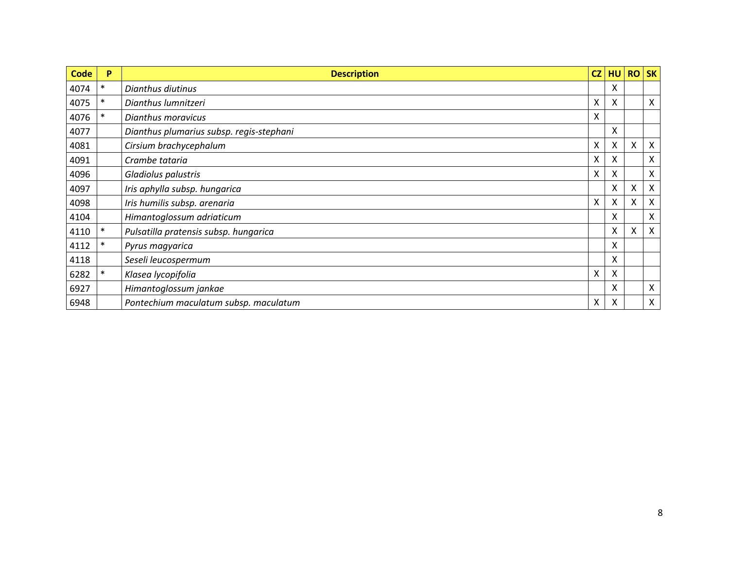| Code | P | Description | CZ | HU | RO | SK |
| --- | --- | --- | --- | --- | --- | --- |
| 4074 | * | *Dianthus diutinus* | | X | | |
| 4075 | * | *Dianthus lumnitzeri* | X | X | | X |
| 4076 | * | *Dianthus moravicus* | X | | | |
| 4077 | | *Dianthus plumarius subsp. regis-stephani* | | X | | |
| 4081 | | *Cirsium brachycephalum* | X | X | X | X |
| 4091 | | *Crambe tataria* | X | X | | X |
| 4096 | | *Gladiolus palustris* | X | X | | X |
| 4097 | | *Iris aphylla subsp. hungarica* | | X | X | X |
| 4098 | | *Iris humilis subsp. arenaria* | X | X | X | X |
| 4104 | | *Himantoglossum adriaticum* | | X | | X |
| 4110 | * | *Pulsatilla pratensis subsp. hungarica* | | X | X | X |
| 4112 | * | *Pyrus magyarica* | | X | | |
| 4118 | | *Seseli leucospermum* | | X | | |
| 6282 | * | *Klasea lycopifolia* | X | X | | |
| 6927 | | *Himantoglossum jankae* | | X | | X |
| 6948 | | *Pontechium maculatum subsp. maculatum* | X | X | | X |